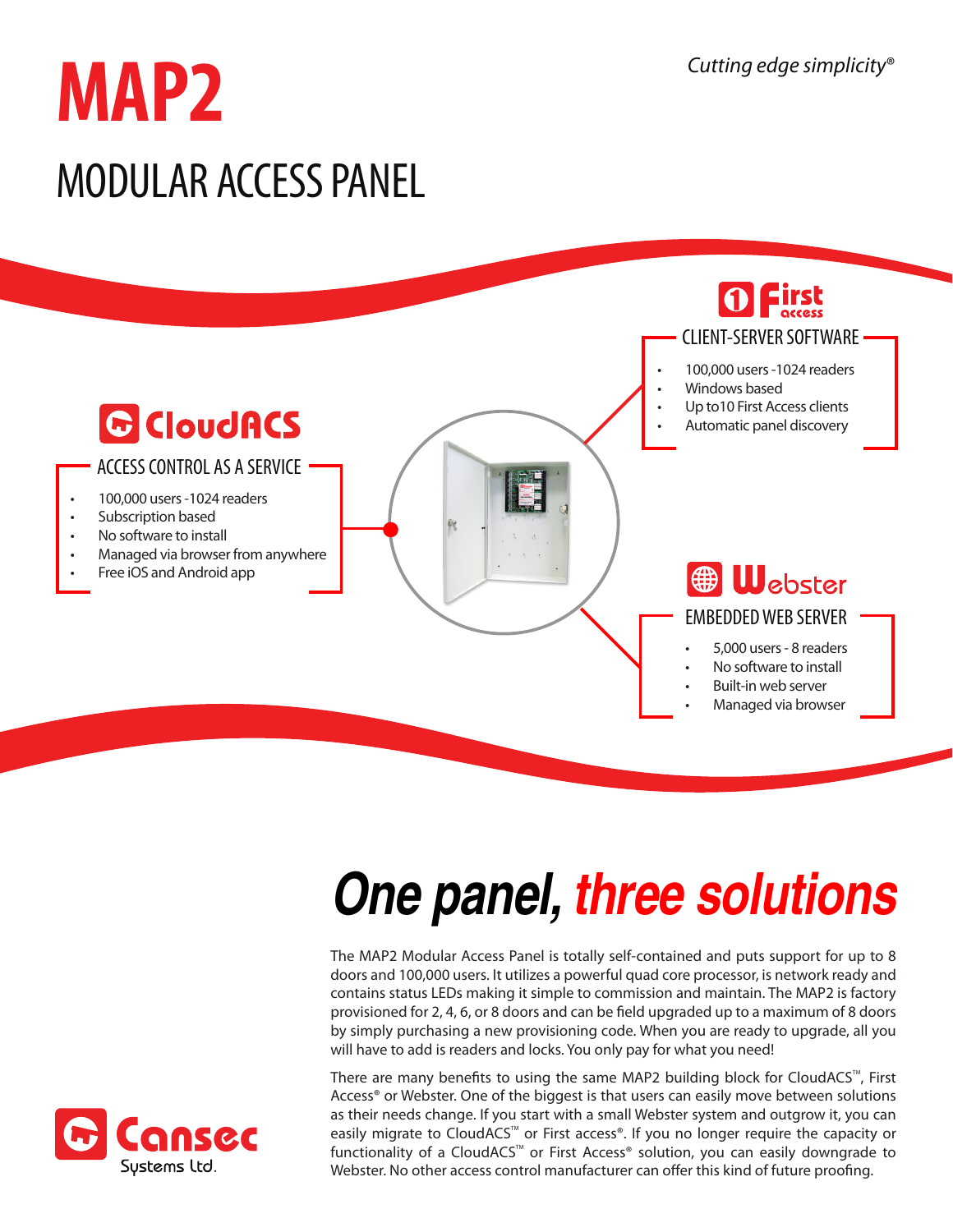*Cutting edge simplicity®*

# MAP2

## MODULAR ACCESS PANEL

### First access

**CLIENT-SERVER SOFTWARE**

- 100,000 users -1024 readers
- Windows based
- Up to10 First Access clients
- Automatic panel discovery

### CloudACS

**ACCESS CONTROL AS A SERVICE**

- 100,000 users -1024 readers
- Subscription based
- No software to install
- Managed via browser from anywhere
- Free iOS and Android app

### Webster

**EMBEDDED WEB SERVER**

- 5,000 users - 8 readers
- No software to install
- Built-in web server
- Managed via browser

## One panel, three solutions

The MAP2 Modular Access Panel is totally self-contained and puts support for up to 8 doors and 100,000 users. It utilizes a powerful quad core processor, is network ready and contains status LEDs making it simple to commission and maintain. The MAP2 is factory provisioned for 2, 4, 6, or 8 doors and can be field upgraded up to a maximum of 8 doors by simply purchasing a new provisioning code. When you are ready to upgrade, all you will have to add is readers and locks. You only pay for what you need!

There are many benefits to using the same MAP2 building block for CloudACS™, First Access® or Webster. One of the biggest is that users can easily move between solutions as their needs change. If you start with a small Webster system and outgrow it, you can easily migrate to CloudACS™ or First access®. If you no longer require the capacity or functionality of a CloudACS™ or First Access® solution, you can easily downgrade to Webster. No other access control manufacturer can offer this kind of future proofing.

Cansec Systems Ltd.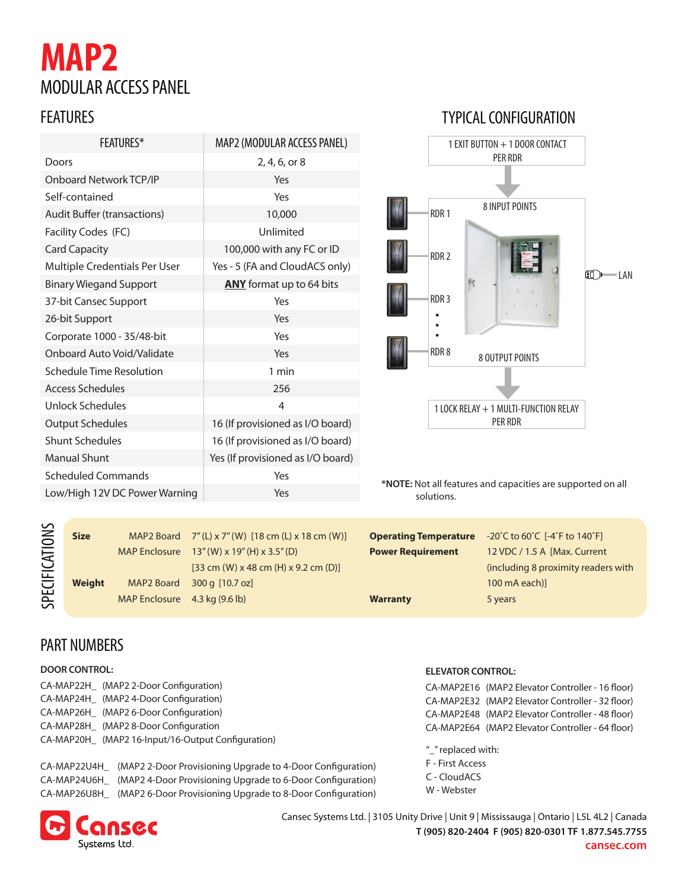# MAP2

## MODULAR ACCESS PANEL

### FEATURES

| FEATURES* | MAP2 (MODULAR ACCESS PANEL) |
|---|---|
| Doors | 2, 4, 6, or 8 |
| Onboard Network TCP/IP | Yes |
| Self-contained | Yes |
| Audit Buffer (transactions) | 10,000 |
| Facility Codes (FC) | Unlimited |
| Card Capacity | 100,000 with any FC or ID |
| Multiple Credentials Per User | Yes - 5 (FA and CloudACS only) |
| Binary Wiegand Support | **ANY** format up to 64 bits |
| 37-bit Cansec Support | Yes |
| 26-bit Support | Yes |
| Corporate 1000 - 35/48-bit | Yes |
| Onboard Auto Void/Validate | Yes |
| Schedule Time Resolution | 1 min |
| Access Schedules | 256 |
| Unlock Schedules | 4 |
| Output Schedules | 16 (If provisioned as I/O board) |
| Shunt Schedules | 16 (If provisioned as I/O board) |
| Manual Shunt | Yes (If provisioned as I/O board) |
| Scheduled Commands | Yes |
| Low/High 12V DC Power Warning | Yes |

### TYPICAL CONFIGURATION

1 EXIT BUTTON + 1 DOOR CONTACT PER RDR

8 INPUT POINTS

RDR 1

RDR 2

RDR 3

RDR 8

LAN

8 OUTPUT POINTS

1 LOCK RELAY + 1 MULTI-FUNCTION RELAY PER RDR

***NOTE:** Not all features and capacities are supported on all solutions.

### SPECIFICATIONS

| | | | | |
|---|---|---|---|---|
| **Size** | MAP2 Board | 7" (L) x 7" (W) [18 cm (L) x 18 cm (W)] | **Operating Temperature** | -20˚C to 60˚C [-4˚F to 140˚F] |
| | MAP Enclosure | 13" (W) x 19" (H) x 3.5" (D) [33 cm (W) x 48 cm (H) x 9.2 cm (D)] | **Power Requirement** | 12 VDC / 1.5 A [Max. Current (including 8 proximity readers with 100 mA each)] |
| **Weight** | MAP2 Board | 300 g [10.7 oz] | | |
| | MAP Enclosure | 4.3 kg (9.6 lb) | **Warranty** | 5 years |

### PART NUMBERS

**DOOR CONTROL:**

CA-MAP22H_ (MAP2 2-Door Configuration)
CA-MAP24H_ (MAP2 4-Door Configuration)
CA-MAP26H_ (MAP2 6-Door Configuration)
CA-MAP28H_ (MAP2 8-Door Configuration
CA-MAP20H_ (MAP2 16-Input/16-Output Configuration)

CA-MAP22U4H_ (MAP2 2-Door Provisioning Upgrade to 4-Door Configuration)
CA-MAP24U6H_ (MAP2 4-Door Provisioning Upgrade to 6-Door Configuration)
CA-MAP26U8H_ (MAP2 6-Door Provisioning Upgrade to 8-Door Configuration)

**ELEVATOR CONTROL:**

CA-MAP2E16 (MAP2 Elevator Controller - 16 floor)
CA-MAP2E32 (MAP2 Elevator Controller - 32 floor)
CA-MAP2E48 (MAP2 Elevator Controller - 48 floor)
CA-MAP2E64 (MAP2 Elevator Controller - 64 floor)

"_" replaced with:
F - First Access
C - CloudACS
W - Webster

Cansec Systems Ltd.

Cansec Systems Ltd. | 3105 Unity Drive | Unit 9 | Mississauga | Ontario | L5L 4L2 | Canada
**T (905) 820-2404 F (905) 820-0301 TF 1.877.545.7755**
**cansec.com**